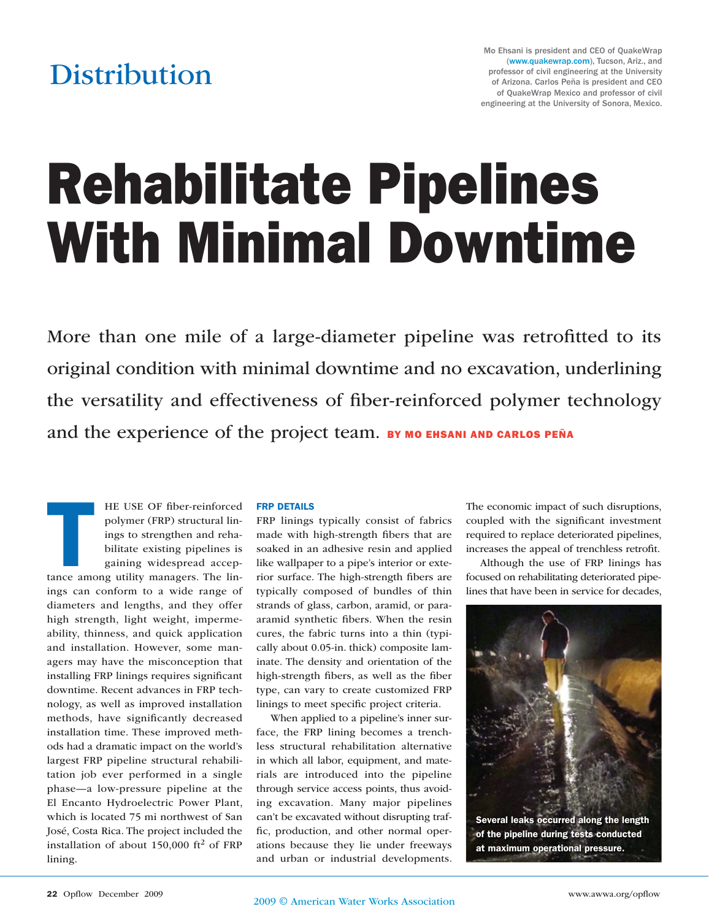Distribution

Mo Ehsani is president and CEO of QuakeWrap (www.quakewrap.com), Tucson, Ariz., and professor of civil engineering at the University of Arizona. Carlos Peña is president and CEO of QuakeWrap Mexico and professor of civil engineering at the University of Sonora, Mexico.

# Rehabilitate Pipelines With Minimal Downtime

More than one mile of a large-diameter pipeline was retrofitted to its original condition with minimal downtime and no excavation, underlining the versatility and effectiveness of fiber-reinforced polymer technology and the experience of the project team. **BY MO EHSANI AND CARLOS PEÑA**

THE USE OF fiber-reinforced polymer (FRP) structural linings to strengthen and rehabilitate existing pipelines is gaining widespread acceptance among utility managers. The linings can conform to a wide range of diameters and lengths, and they offer high strength, light weight, impermeability, thinness, and quick application and installation. However, some managers may have the misconception that installing FRP linings requires significant downtime. Recent advances in FRP technology, as well as improved installation methods, have significantly decreased installation time. These improved methods had a dramatic impact on the world's largest FRP pipeline structural rehabilitation job ever performed in a single phase—a low-pressure pipeline at the El Encanto Hydroelectric Power Plant, which is located 75 mi northwest of San José, Costa Rica. The project included the installation of about 150,000 ft$^2$ of FRP lining.

## FRP DETAILS

FRP linings typically consist of fabrics made with high-strength fibers that are soaked in an adhesive resin and applied like wallpaper to a pipe's interior or exterior surface. The high-strength fibers are typically composed of bundles of thin strands of glass, carbon, aramid, or para-aramid synthetic fibers. When the resin cures, the fabric turns into a thin (typically about 0.05-in. thick) composite laminate. The density and orientation of the high-strength fibers, as well as the fiber type, can vary to create customized FRP linings to meet specific project criteria.

When applied to a pipeline's inner surface, the FRP lining becomes a trenchless structural rehabilitation alternative in which all labor, equipment, and materials are introduced into the pipeline through service access points, thus avoiding excavation. Many major pipelines can't be excavated without disrupting traffic, production, and other normal operations because they lie under freeways and urban or industrial developments. The economic impact of such disruptions, coupled with the significant investment required to replace deteriorated pipelines, increases the appeal of trenchless retrofit.

Although the use of FRP linings has focused on rehabilitating deteriorated pipelines that have been in service for decades,

Several leaks occurred along the length of the pipeline during tests conducted at maximum operational pressure.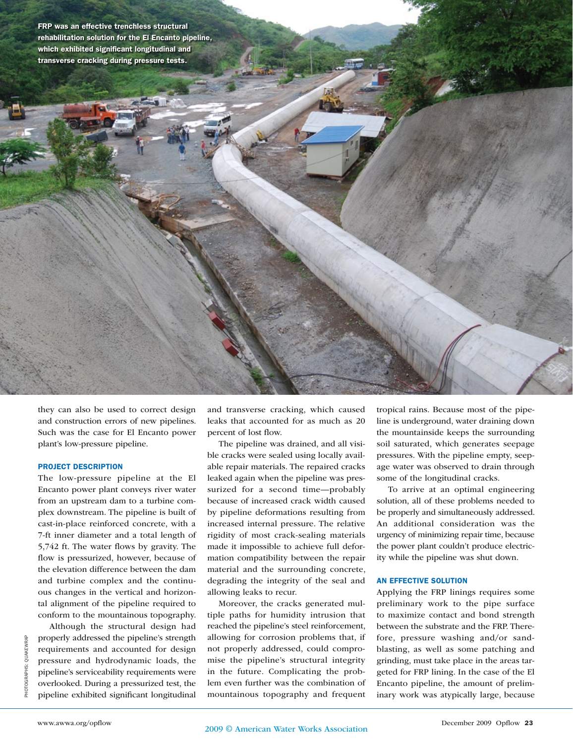FRP was an effective trenchless structural rehabilitation solution for the El Encanto pipeline, which exhibited significant longitudinal and transverse cracking during pressure tests.

they can also be used to correct design and construction errors of new pipelines. Such was the case for El Encanto power plant's low-pressure pipeline.

### PROJECT DESCRIPTION

The low-pressure pipeline at the El Encanto power plant conveys river water from an upstream dam to a turbine complex downstream. The pipeline is built of cast-in-place reinforced concrete, with a 7-ft inner diameter and a total length of 5,742 ft. The water flows by gravity. The flow is pressurized, however, because of the elevation difference between the dam and turbine complex and the continuous changes in the vertical and horizontal alignment of the pipeline required to conform to the mountainous topography.

Although the structural design had properly addressed the pipeline's strength requirements and accounted for design pressure and hydrodynamic loads, the pipeline's serviceability requirements were overlooked. During a pressurized test, the pipeline exhibited significant longitudinal and transverse cracking, which caused leaks that accounted for as much as 20 percent of lost flow.

The pipeline was drained, and all visible cracks were sealed using locally available repair materials. The repaired cracks leaked again when the pipeline was pressurized for a second time—probably because of increased crack width caused by pipeline deformations resulting from increased internal pressure. The relative rigidity of most crack-sealing materials made it impossible to achieve full deformation compatibility between the repair material and the surrounding concrete, degrading the integrity of the seal and allowing leaks to recur.

Moreover, the cracks generated multiple paths for humidity intrusion that reached the pipeline's steel reinforcement, allowing for corrosion problems that, if not properly addressed, could compromise the pipeline's structural integrity in the future. Complicating the problem even further was the combination of mountainous topography and frequent tropical rains. Because most of the pipeline is underground, water draining down the mountainside keeps the surrounding soil saturated, which generates seepage pressures. With the pipeline empty, seepage water was observed to drain through some of the longitudinal cracks.

To arrive at an optimal engineering solution, all of these problems needed to be properly and simultaneously addressed. An additional consideration was the urgency of minimizing repair time, because the power plant couldn't produce electricity while the pipeline was shut down.

### AN EFFECTIVE SOLUTION

Applying the FRP linings requires some preliminary work to the pipe surface to maximize contact and bond strength between the substrate and the FRP. Therefore, pressure washing and/or sandblasting, as well as some patching and grinding, must take place in the areas targeted for FRP lining. In the case of the El Encanto pipeline, the amount of preliminary work was atypically large, because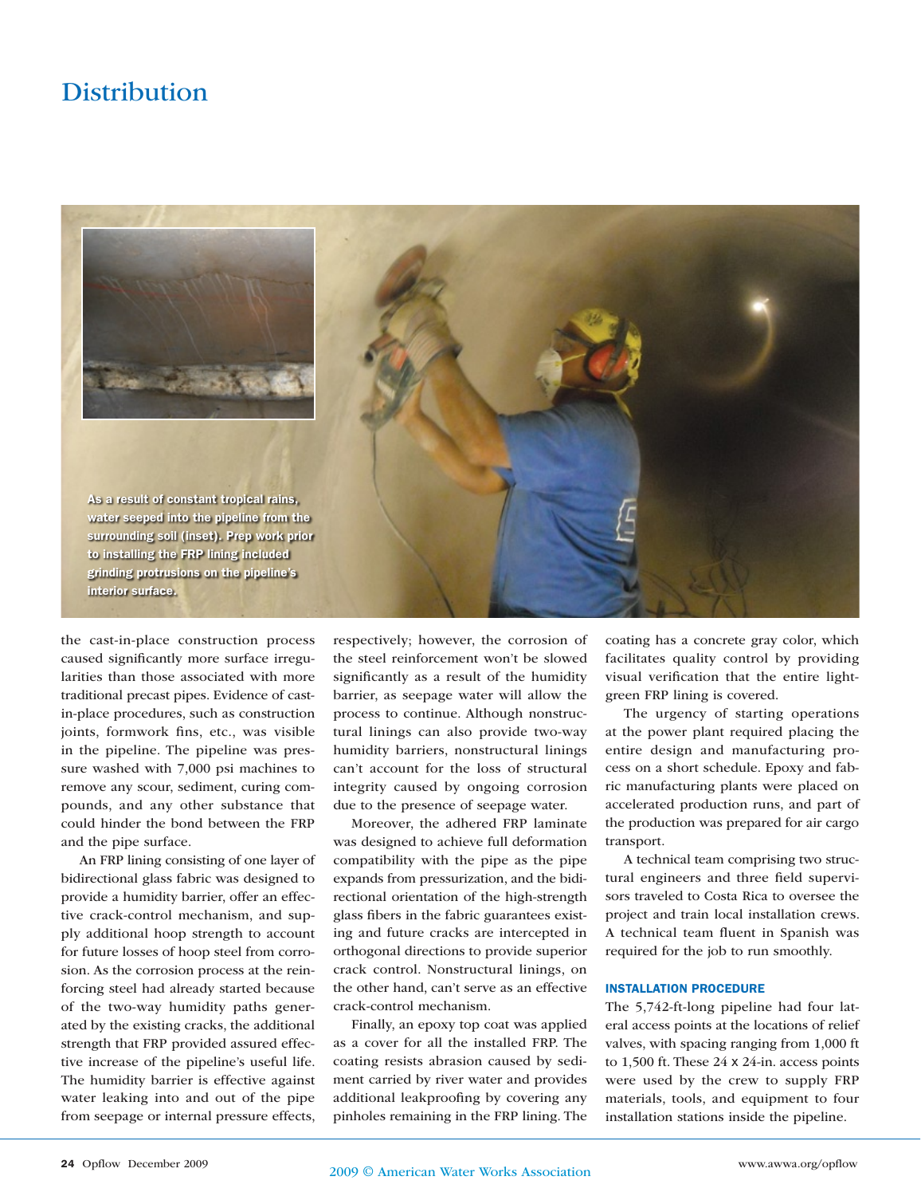As a result of constant tropical rains, water seeped into the pipeline from the surrounding soil (inset). Prep work prior to installing the FRP lining included grinding protrusions on the pipeline's interior surface.

the cast-in-place construction process caused significantly more surface irregularities than those associated with more traditional precast pipes. Evidence of cast-in-place procedures, such as construction joints, formwork fins, etc., was visible in the pipeline. The pipeline was pressure washed with 7,000 psi machines to remove any scour, sediment, curing compounds, and any other substance that could hinder the bond between the FRP and the pipe surface.

An FRP lining consisting of one layer of bidirectional glass fabric was designed to provide a humidity barrier, offer an effective crack-control mechanism, and supply additional hoop strength to account for future losses of hoop steel from corrosion. As the corrosion process at the reinforcing steel had already started because of the two-way humidity paths generated by the existing cracks, the additional strength that FRP provided assured effective increase of the pipeline's useful life. The humidity barrier is effective against water leaking into and out of the pipe from seepage or internal pressure effects, respectively; however, the corrosion of the steel reinforcement won't be slowed significantly as a result of the humidity barrier, as seepage water will allow the process to continue. Although nonstructural linings can also provide two-way humidity barriers, nonstructural linings can't account for the loss of structural integrity caused by ongoing corrosion due to the presence of seepage water.

Moreover, the adhered FRP laminate was designed to achieve full deformation compatibility with the pipe as the pipe expands from pressurization, and the bidirectional orientation of the high-strength glass fibers in the fabric guarantees existing and future cracks are intercepted in orthogonal directions to provide superior crack control. Nonstructural linings, on the other hand, can't serve as an effective crack-control mechanism.

Finally, an epoxy top coat was applied as a cover for all the installed FRP. The coating resists abrasion caused by sediment carried by river water and provides additional leakproofing by covering any pinholes remaining in the FRP lining. The coating has a concrete gray color, which facilitates quality control by providing visual verification that the entire light-green FRP lining is covered.

The urgency of starting operations at the power plant required placing the entire design and manufacturing process on a short schedule. Epoxy and fabric manufacturing plants were placed on accelerated production runs, and part of the production was prepared for air cargo transport.

A technical team comprising two structural engineers and three field supervisors traveled to Costa Rica to oversee the project and train local installation crews. A technical team fluent in Spanish was required for the job to run smoothly.

## INSTALLATION PROCEDURE

The 5,742-ft-long pipeline had four lateral access points at the locations of relief valves, with spacing ranging from 1,000 ft to 1,500 ft. These 24 x 24-in. access points were used by the crew to supply FRP materials, tools, and equipment to four installation stations inside the pipeline.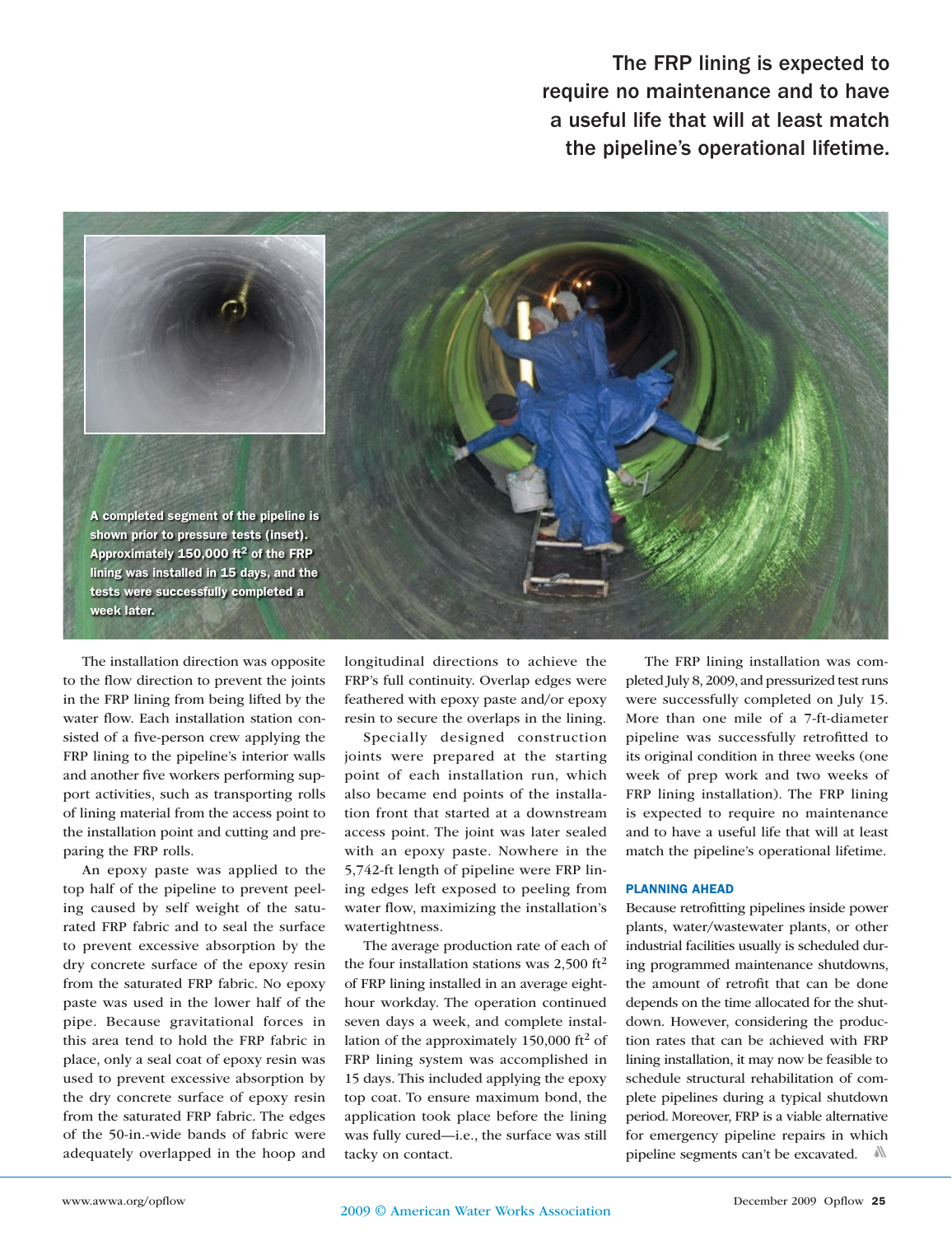**The FRP lining is expected to require no maintenance and to have a useful life that will at least match the pipeline's operational lifetime.**

A completed segment of the pipeline is shown prior to pressure tests (inset). Approximately 150,000 ft$^2$ of the FRP lining was installed in 15 days, and the tests were successfully completed a week later.

The installation direction was opposite to the flow direction to prevent the joints in the FRP lining from being lifted by the water flow. Each installation station consisted of a five-person crew applying the FRP lining to the pipeline's interior walls and another five workers performing support activities, such as transporting rolls of lining material from the access point to the installation point and cutting and preparing the FRP rolls.

An epoxy paste was applied to the top half of the pipeline to prevent peeling caused by self weight of the saturated FRP fabric and to seal the surface to prevent excessive absorption by the dry concrete surface of the epoxy resin from the saturated FRP fabric. No epoxy paste was used in the lower half of the pipe. Because gravitational forces in this area tend to hold the FRP fabric in place, only a seal coat of epoxy resin was used to prevent excessive absorption by the dry concrete surface of epoxy resin from the saturated FRP fabric. The edges of the 50-in.-wide bands of fabric were adequately overlapped in the hoop and longitudinal directions to achieve the FRP's full continuity. Overlap edges were feathered with epoxy paste and/or epoxy resin to secure the overlaps in the lining.

Specially designed construction joints were prepared at the starting point of each installation run, which also became end points of the installation front that started at a downstream access point. The joint was later sealed with an epoxy paste. Nowhere in the 5,742-ft length of pipeline were FRP lining edges left exposed to peeling from water flow, maximizing the installation's watertightness.

The average production rate of each of the four installation stations was 2,500 ft$^2$ of FRP lining installed in an average eight-hour workday. The operation continued seven days a week, and complete installation of the approximately 150,000 ft$^2$ of FRP lining system was accomplished in 15 days. This included applying the epoxy top coat. To ensure maximum bond, the application took place before the lining was fully cured—i.e., the surface was still tacky on contact.

The FRP lining installation was completed July 8, 2009, and pressurized test runs were successfully completed on July 15. More than one mile of a 7-ft-diameter pipeline was successfully retrofitted to its original condition in three weeks (one week of prep work and two weeks of FRP lining installation). The FRP lining is expected to require no maintenance and to have a useful life that will at least match the pipeline's operational lifetime.

## PLANNING AHEAD

Because retrofitting pipelines inside power plants, water/wastewater plants, or other industrial facilities usually is scheduled during programmed maintenance shutdowns, the amount of retrofit that can be done depends on the time allocated for the shutdown. However, considering the production rates that can be achieved with FRP lining installation, it may now be feasible to schedule structural rehabilitation of complete pipelines during a typical shutdown period. Moreover, FRP is a viable alternative for emergency pipeline repairs in which pipeline segments can't be excavated.

2009 © American Water Works Association